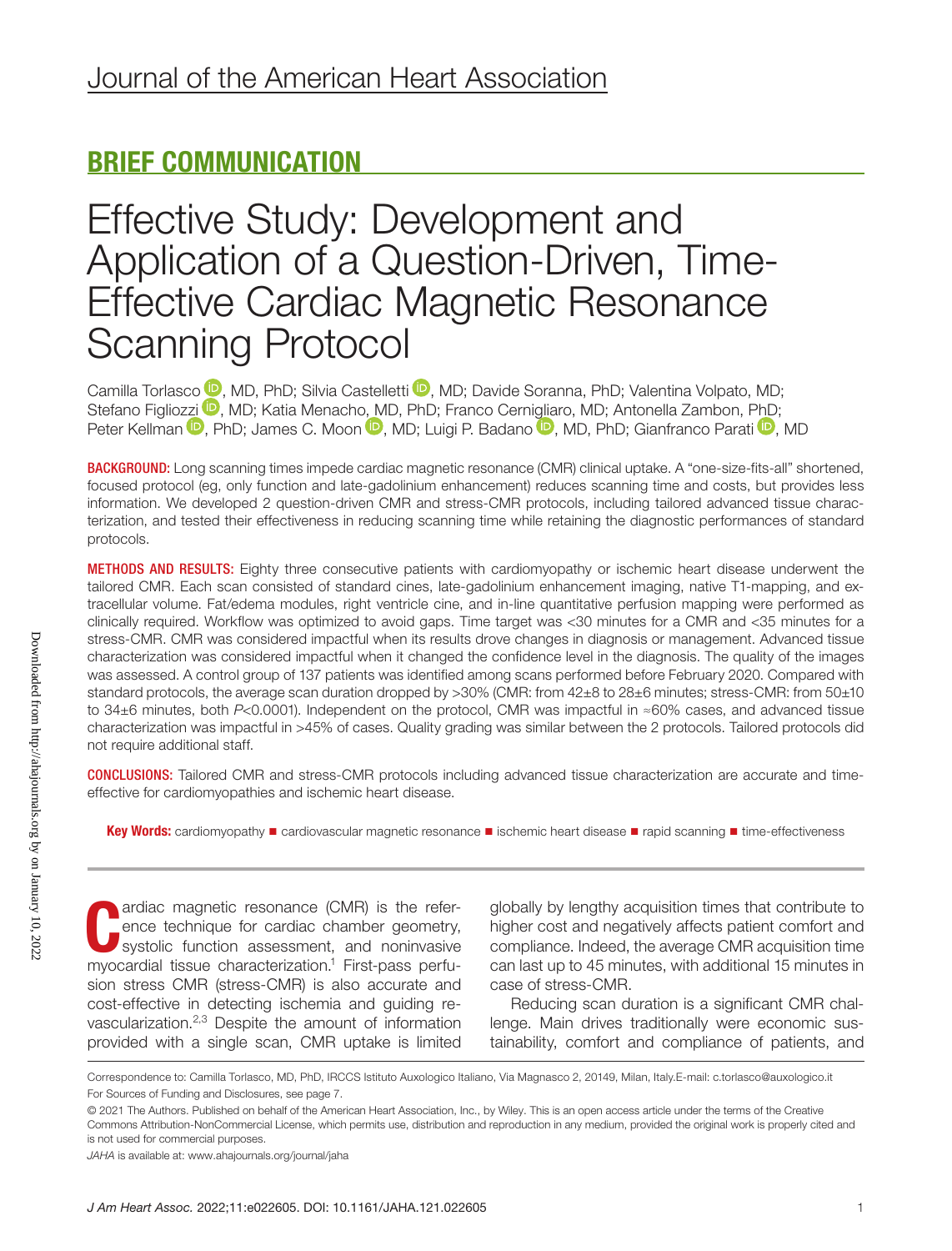BRIEF COMMUNICATION

# Effective Study: Development and Application of a Question-Driven, Time-Effective Cardiac Magnetic Resonance Scanning Protocol

Camilla Torlasco, MD, PhD; Silvia Castelletti, MD; Davide Soranna, PhD; Valentina Volpato, MD; Stefano Figliozzi, MD; Katia Menacho, MD, PhD; Franco Cernigliaro, MD; Antonella Zambon, PhD; Peter Kellman, PhD; James C. Moon, MD; Luigi P. Badano, MD, PhD; Gianfranco Parati, MD

**BACKGROUND:** Long scanning times impede cardiac magnetic resonance (CMR) clinical uptake. A "one-size-fits-all" shortened, focused protocol (eg, only function and late-gadolinium enhancement) reduces scanning time and costs, but provides less information. We developed 2 question-driven CMR and stress-CMR protocols, including tailored advanced tissue characterization, and tested their effectiveness in reducing scanning time while retaining the diagnostic performances of standard protocols.

**METHODS AND RESULTS:** Eighty three consecutive patients with cardiomyopathy or ischemic heart disease underwent the tailored CMR. Each scan consisted of standard cines, late-gadolinium enhancement imaging, native T1-mapping, and extracellular volume. Fat/edema modules, right ventricle cine, and in-line quantitative perfusion mapping were performed as clinically required. Workflow was optimized to avoid gaps. Time target was <30 minutes for a CMR and <35 minutes for a stress-CMR. CMR was considered impactful when its results drove changes in diagnosis or management. Advanced tissue characterization was considered impactful when it changed the confidence level in the diagnosis. The quality of the images was assessed. A control group of 137 patients was identified among scans performed before February 2020. Compared with standard protocols, the average scan duration dropped by >30% (CMR: from 42±8 to 28±6 minutes; stress-CMR: from 50±10 to 34±6 minutes, both $P$<0.0001). Independent on the protocol, CMR was impactful in ≈60% cases, and advanced tissue characterization was impactful in >45% of cases. Quality grading was similar between the 2 protocols. Tailored protocols did not require additional staff.

**CONCLUSIONS:** Tailored CMR and stress-CMR protocols including advanced tissue characterization are accurate and time-effective for cardiomyopathies and ischemic heart disease.

**Key Words:** cardiomyopathy ■ cardiovascular magnetic resonance ■ ischemic heart disease ■ rapid scanning ■ time-effectiveness

Cardiac magnetic resonance (CMR) is the reference technique for cardiac chamber geometry, systolic function assessment, and noninvasive myocardial tissue characterization.[1] First-pass perfusion stress CMR (stress-CMR) is also accurate and cost-effective in detecting ischemia and guiding revascularization.[2,3] Despite the amount of information provided with a single scan, CMR uptake is limited globally by lengthy acquisition times that contribute to higher cost and negatively affects patient comfort and compliance. Indeed, the average CMR acquisition time can last up to 45 minutes, with additional 15 minutes in case of stress-CMR.

Reducing scan duration is a significant CMR challenge. Main drives traditionally were economic sustainability, comfort and compliance of patients, and

Correspondence to: Camilla Torlasco, MD, PhD, IRCCS Istituto Auxologico Italiano, Via Magnasco 2, 20149, Milan, Italy.E-mail: c.torlasco@auxologico.it

For Sources of Funding and Disclosures, see page 7.

© 2021 The Authors. Published on behalf of the American Heart Association, Inc., by Wiley. This is an open access article under the terms of the Creative Commons Attribution-NonCommercial License, which permits use, distribution and reproduction in any medium, provided the original work is properly cited and is not used for commercial purposes.

*JAHA* is available at: www.ahajournals.org/journal/jaha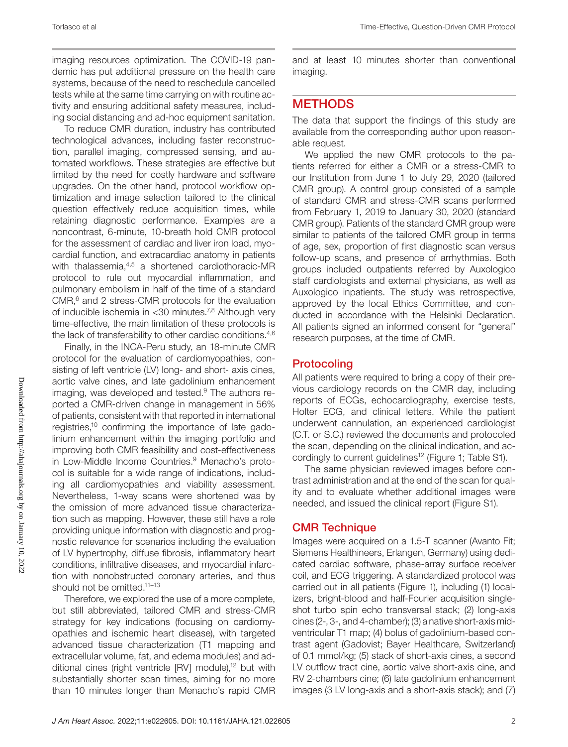imaging resources optimization. The COVID-19 pandemic has put additional pressure on the health care systems, because of the need to reschedule cancelled tests while at the same time carrying on with routine activity and ensuring additional safety measures, including social distancing and ad-hoc equipment sanitation.

To reduce CMR duration, industry has contributed technological advances, including faster reconstruction, parallel imaging, compressed sensing, and automated workflows. These strategies are effective but limited by the need for costly hardware and software upgrades. On the other hand, protocol workflow optimization and image selection tailored to the clinical question effectively reduce acquisition times, while retaining diagnostic performance. Examples are a noncontrast, 6-minute, 10-breath hold CMR protocol for the assessment of cardiac and liver iron load, myocardial function, and extracardiac anatomy in patients with thalassemia,[4,5] a shortened cardiothoracic-MR protocol to rule out myocardial inflammation, and pulmonary embolism in half of the time of a standard CMR,[6] and 2 stress-CMR protocols for the evaluation of inducible ischemia in <30 minutes.[7,8] Although very time-effective, the main limitation of these protocols is the lack of transferability to other cardiac conditions.[4,6]

Finally, in the INCA-Peru study, an 18-minute CMR protocol for the evaluation of cardiomyopathies, consisting of left ventricle (LV) long- and short- axis cines, aortic valve cines, and late gadolinium enhancement imaging, was developed and tested.[9] The authors reported a CMR-driven change in management in 56% of patients, consistent with that reported in international registries,[10] confirming the importance of late gadolinium enhancement within the imaging portfolio and improving both CMR feasibility and cost-effectiveness in Low-Middle Income Countries.[9] Menacho's protocol is suitable for a wide range of indications, including all cardiomyopathies and viability assessment. Nevertheless, 1-way scans were shortened was by the omission of more advanced tissue characterization such as mapping. However, these still have a role providing unique information with diagnostic and prognostic relevance for scenarios including the evaluation of LV hypertrophy, diffuse fibrosis, inflammatory heart conditions, infiltrative diseases, and myocardial infarction with nonobstructed coronary arteries, and thus should not be omitted.[11–13]

Therefore, we explored the use of a more complete, but still abbreviated, tailored CMR and stress-CMR strategy for key indications (focusing on cardiomyopathies and ischemic heart disease), with targeted advanced tissue characterization (T1 mapping and extracellular volume, fat, and edema modules) and additional cines (right ventricle [RV] module),[12] but with substantially shorter scan times, aiming for no more than 10 minutes longer than Menacho's rapid CMR and at least 10 minutes shorter than conventional imaging.

## METHODS

The data that support the findings of this study are available from the corresponding author upon reasonable request.

We applied the new CMR protocols to the patients referred for either a CMR or a stress-CMR to our Institution from June 1 to July 29, 2020 (tailored CMR group). A control group consisted of a sample of standard CMR and stress-CMR scans performed from February 1, 2019 to January 30, 2020 (standard CMR group). Patients of the standard CMR group were similar to patients of the tailored CMR group in terms of age, sex, proportion of first diagnostic scan versus follow-up scans, and presence of arrhythmias. Both groups included outpatients referred by Auxologico staff cardiologists and external physicians, as well as Auxologico inpatients. The study was retrospective, approved by the local Ethics Committee, and conducted in accordance with the Helsinki Declaration. All patients signed an informed consent for "general" research purposes, at the time of CMR.

### Protocoling

All patients were required to bring a copy of their previous cardiology records on the CMR day, including reports of ECGs, echocardiography, exercise tests, Holter ECG, and clinical letters. While the patient underwent cannulation, an experienced cardiologist (C.T. or S.C.) reviewed the documents and protocoled the scan, depending on the clinical indication, and accordingly to current guidelines[12] (Figure 1; Table S1).

The same physician reviewed images before contrast administration and at the end of the scan for quality and to evaluate whether additional images were needed, and issued the clinical report (Figure S1).

### CMR Technique

Images were acquired on a 1.5-T scanner (Avanto Fit; Siemens Healthineers, Erlangen, Germany) using dedicated cardiac software, phase-array surface receiver coil, and ECG triggering. A standardized protocol was carried out in all patients (Figure 1), including (1) localizers, bright-blood and half-Fourier acquisition single-shot turbo spin echo transversal stack; (2) long-axis cines (2-, 3-, and 4-chamber); (3) a native short-axis midventricular T1 map; (4) bolus of gadolinium-based contrast agent (Gadovist; Bayer Healthcare, Switzerland) of 0.1 mmol/kg; (5) stack of short-axis cines, a second LV outflow tract cine, aortic valve short-axis cine, and RV 2-chambers cine; (6) late gadolinium enhancement images (3 LV long-axis and a short-axis stack); and (7)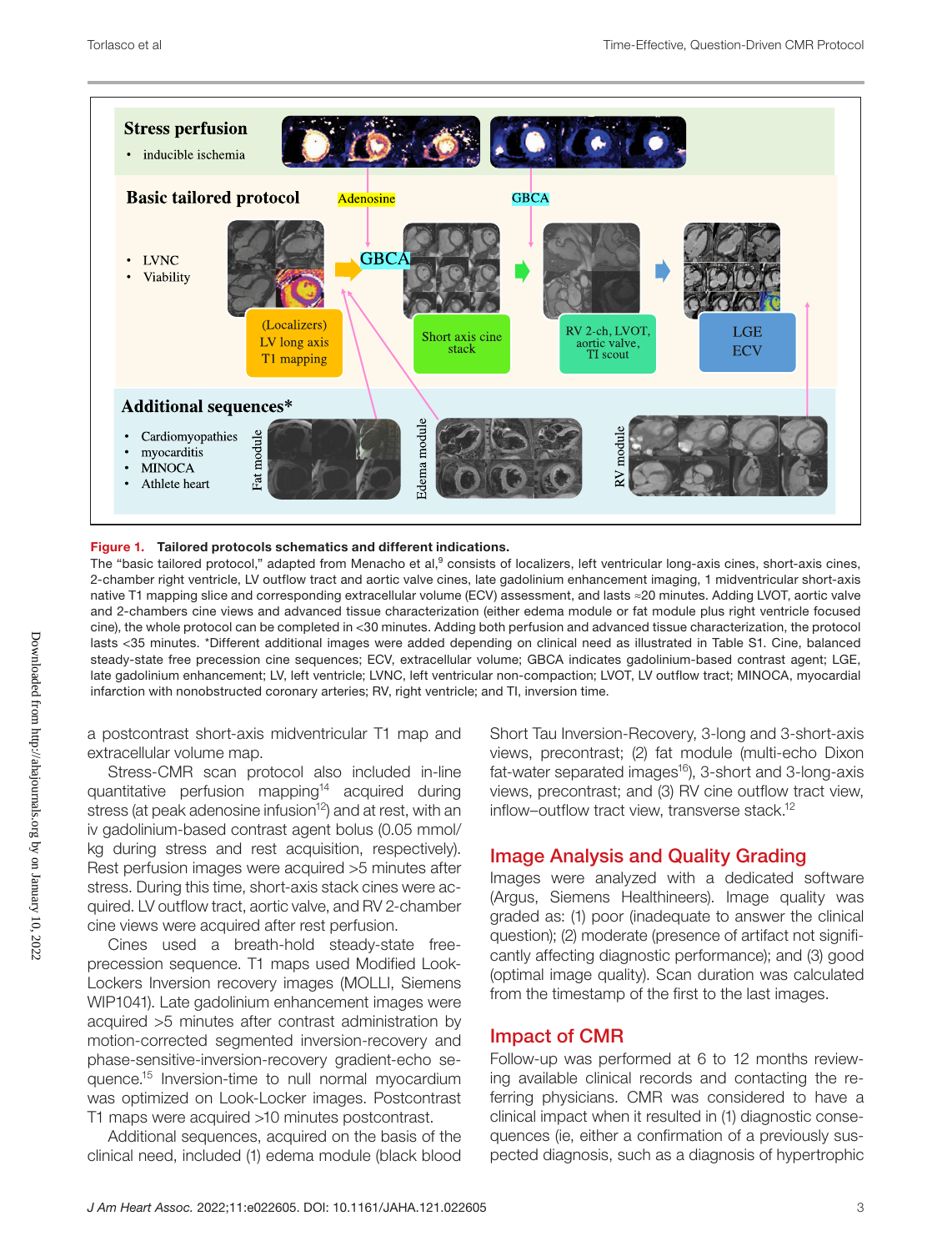**Figure 1. Tailored protocols schematics and different indications.**

The "basic tailored protocol," adapted from Menacho et al,[9] consists of localizers, left ventricular long-axis cines, short-axis cines, 2-chamber right ventricle, LV outflow tract and aortic valve cines, late gadolinium enhancement imaging, 1 midventricular short-axis native T1 mapping slice and corresponding extracellular volume (ECV) assessment, and lasts ≈20 minutes. Adding LVOT, aortic valve and 2-chambers cine views and advanced tissue characterization (either edema module or fat module plus right ventricle focused cine), the whole protocol can be completed in <30 minutes. Adding both perfusion and advanced tissue characterization, the protocol lasts <35 minutes. *Different additional images were added depending on clinical need as illustrated in Table S1. Cine, balanced steady-state free precession cine sequences; ECV, extracellular volume; GBCA indicates gadolinium-based contrast agent; LGE, late gadolinium enhancement; LV, left ventricle; LVNC, left ventricular non-compaction; LVOT, LV outflow tract; MINOCA, myocardial infarction with nonobstructed coronary arteries; RV, right ventricle; and TI, inversion time.

a postcontrast short-axis midventricular T1 map and extracellular volume map.

Stress-CMR scan protocol also included in-line quantitative perfusion mapping[14] acquired during stress (at peak adenosine infusion[12]) and at rest, with an iv gadolinium-based contrast agent bolus (0.05 mmol/kg during stress and rest acquisition, respectively). Rest perfusion images were acquired >5 minutes after stress. During this time, short-axis stack cines were acquired. LV outflow tract, aortic valve, and RV 2-chamber cine views were acquired after rest perfusion.

Cines used a breath-hold steady-state free-precession sequence. T1 maps used Modified Look-Lockers Inversion recovery images (MOLLI, Siemens WIP1041). Late gadolinium enhancement images were acquired >5 minutes after contrast administration by motion-corrected segmented inversion-recovery and phase-sensitive-inversion-recovery gradient-echo sequence.[15] Inversion-time to null normal myocardium was optimized on Look-Locker images. Postcontrast T1 maps were acquired >10 minutes postcontrast.

Additional sequences, acquired on the basis of the clinical need, included (1) edema module (black blood Short Tau Inversion-Recovery, 3-long and 3-short-axis views, precontrast; (2) fat module (multi-echo Dixon fat-water separated images[16]), 3-short and 3-long-axis views, precontrast; and (3) RV cine outflow tract view, inflow–outflow tract view, transverse stack.[12]

## Image Analysis and Quality Grading

Images were analyzed with a dedicated software (Argus, Siemens Healthineers). Image quality was graded as: (1) poor (inadequate to answer the clinical question); (2) moderate (presence of artifact not significantly affecting diagnostic performance); and (3) good (optimal image quality). Scan duration was calculated from the timestamp of the first to the last images.

## Impact of CMR

Follow-up was performed at 6 to 12 months reviewing available clinical records and contacting the referring physicians. CMR was considered to have a clinical impact when it resulted in (1) diagnostic consequences (ie, either a confirmation of a previously suspected diagnosis, such as a diagnosis of hypertrophic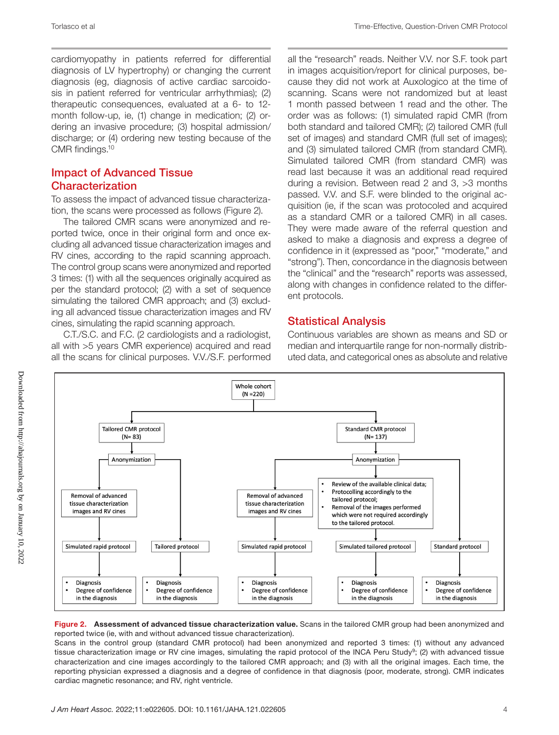cardiomyopathy in patients referred for differential diagnosis of LV hypertrophy) or changing the current diagnosis (eg, diagnosis of active cardiac sarcoidosis in patient referred for ventricular arrhythmias); (2) therapeutic consequences, evaluated at a 6- to 12-month follow-up, ie, (1) change in medication; (2) ordering an invasive procedure; (3) hospital admission/discharge; or (4) ordering new testing because of the CMR findings.[10]

## Impact of Advanced Tissue Characterization

To assess the impact of advanced tissue characterization, the scans were processed as follows (Figure 2).

The tailored CMR scans were anonymized and reported twice, once in their original form and once excluding all advanced tissue characterization images and RV cines, according to the rapid scanning approach. The control group scans were anonymized and reported 3 times: (1) with all the sequences originally acquired as per the standard protocol; (2) with a set of sequence simulating the tailored CMR approach; and (3) excluding all advanced tissue characterization images and RV cines, simulating the rapid scanning approach.

C.T./S.C. and F.C. (2 cardiologists and a radiologist, all with >5 years CMR experience) acquired and read all the scans for clinical purposes. V.V./S.F. performed all the "research" reads. Neither V.V. nor S.F. took part in images acquisition/report for clinical purposes, because they did not work at Auxologico at the time of scanning. Scans were not randomized but at least 1 month passed between 1 read and the other. The order was as follows: (1) simulated rapid CMR (from both standard and tailored CMR); (2) tailored CMR (full set of images) and standard CMR (full set of images); and (3) simulated tailored CMR (from standard CMR). Simulated tailored CMR (from standard CMR) was read last because it was an additional read required during a revision. Between read 2 and 3, >3 months passed. V.V. and S.F. were blinded to the original acquisition (ie, if the scan was protocoled and acquired as a standard CMR or a tailored CMR) in all cases. They were made aware of the referral question and asked to make a diagnosis and express a degree of confidence in it (expressed as "poor," "moderate," and "strong"). Then, concordance in the diagnosis between the "clinical" and the "research" reports was assessed, along with changes in confidence related to the different protocols.

## Statistical Analysis

Continuous variables are shown as means and SD or median and interquartile range for non-normally distributed data, and categorical ones as absolute and relative

**Figure 2. Assessment of advanced tissue characterization value.** Scans in the tailored CMR group had been anonymized and reported twice (ie, with and without advanced tissue characterization).
Scans in the control group (standard CMR protocol) had been anonymized and reported 3 times: (1) without any advanced tissue characterization image or RV cine images, simulating the rapid protocol of the INCA Peru Study[9]; (2) with advanced tissue characterization and cine images accordingly to the tailored CMR approach; and (3) with all the original images. Each time, the reporting physician expressed a diagnosis and a degree of confidence in that diagnosis (poor, moderate, strong). CMR indicates cardiac magnetic resonance; and RV, right ventricle.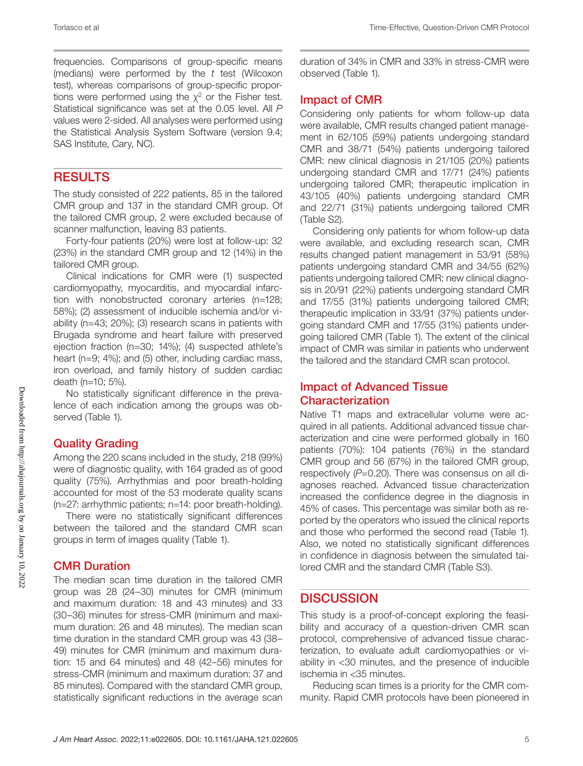frequencies. Comparisons of group-specific means (medians) were performed by the *t* test (Wilcoxon test), whereas comparisons of group-specific proportions were performed using the $\chi^2$ or the Fisher test. Statistical significance was set at the 0.05 level. All *P* values were 2-sided. All analyses were performed using the Statistical Analysis System Software (version 9.4; SAS Institute, Cary, NC).

## RESULTS

The study consisted of 222 patients, 85 in the tailored CMR group and 137 in the standard CMR group. Of the tailored CMR group, 2 were excluded because of scanner malfunction, leaving 83 patients.

Forty-four patients (20%) were lost at follow-up: 32 (23%) in the standard CMR group and 12 (14%) in the tailored CMR group.

Clinical indications for CMR were (1) suspected cardiomyopathy, myocarditis, and myocardial infarction with nonobstructed coronary arteries (n=128; 58%); (2) assessment of inducible ischemia and/or viability (n=43; 20%); (3) research scans in patients with Brugada syndrome and heart failure with preserved ejection fraction (n=30; 14%); (4) suspected athlete's heart (n=9; 4%); and (5) other, including cardiac mass, iron overload, and family history of sudden cardiac death (n=10; 5%).

No statistically significant difference in the prevalence of each indication among the groups was observed (Table 1).

### Quality Grading

Among the 220 scans included in the study, 218 (99%) were of diagnostic quality, with 164 graded as of good quality (75%). Arrhythmias and poor breath-holding accounted for most of the 53 moderate quality scans (n=27: arrhythmic patients; n=14: poor breath-holding).

There were no statistically significant differences between the tailored and the standard CMR scan groups in term of images quality (Table 1).

### CMR Duration

The median scan time duration in the tailored CMR group was 28 (24–30) minutes for CMR (minimum and maximum duration: 18 and 43 minutes) and 33 (30–36) minutes for stress-CMR (minimum and maximum duration: 26 and 48 minutes). The median scan time duration in the standard CMR group was 43 (38–49) minutes for CMR (minimum and maximum duration: 15 and 64 minutes) and 48 (42–56) minutes for stress-CMR (minimum and maximum duration: 37 and 85 minutes). Compared with the standard CMR group, statistically significant reductions in the average scan duration of 34% in CMR and 33% in stress-CMR were observed (Table 1).

### Impact of CMR

Considering only patients for whom follow-up data were available, CMR results changed patient management in 62/105 (59%) patients undergoing standard CMR and 38/71 (54%) patients undergoing tailored CMR: new clinical diagnosis in 21/105 (20%) patients undergoing standard CMR and 17/71 (24%) patients undergoing tailored CMR; therapeutic implication in 43/105 (40%) patients undergoing standard CMR and 22/71 (31%) patients undergoing tailored CMR (Table S2).

Considering only patients for whom follow-up data were available, and excluding research scan, CMR results changed patient management in 53/91 (58%) patients undergoing standard CMR and 34/55 (62%) patients undergoing tailored CMR: new clinical diagnosis in 20/91 (22%) patients undergoing standard CMR and 17/55 (31%) patients undergoing tailored CMR; therapeutic implication in 33/91 (37%) patients undergoing standard CMR and 17/55 (31%) patients undergoing tailored CMR (Table 1). The extent of the clinical impact of CMR was similar in patients who underwent the tailored and the standard CMR scan protocol.

### Impact of Advanced Tissue Characterization

Native T1 maps and extracellular volume were acquired in all patients. Additional advanced tissue characterization and cine were performed globally in 160 patients (70%): 104 patients (76%) in the standard CMR group and 56 (67%) in the tailored CMR group, respectively (*P*=0.20). There was consensus on all diagnoses reached. Advanced tissue characterization increased the confidence degree in the diagnosis in 45% of cases. This percentage was similar both as reported by the operators who issued the clinical reports and those who performed the second read (Table 1). Also, we noted no statistically significant differences in confidence in diagnosis between the simulated tailored CMR and the standard CMR (Table S3).

## DISCUSSION

This study is a proof-of-concept exploring the feasibility and accuracy of a question-driven CMR scan protocol, comprehensive of advanced tissue characterization, to evaluate adult cardiomyopathies or viability in <30 minutes, and the presence of inducible ischemia in <35 minutes.

Reducing scan times is a priority for the CMR community. Rapid CMR protocols have been pioneered in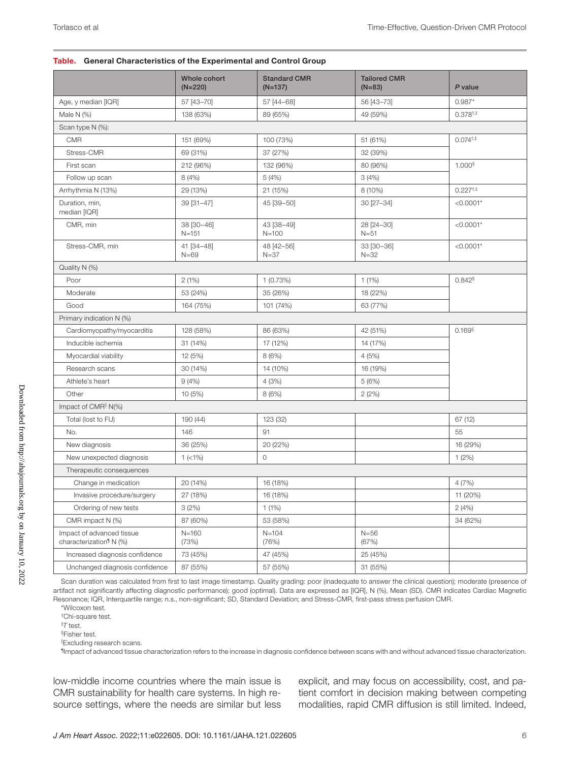**Table. General Characteristics of the Experimental and Control Group**

| | Whole cohort (N=220) | Standard CMR (N=137) | Tailored CMR (N=83) | *P* value |
|---|---|---|---|---|
| Age, y median [IQR] | 57 [43–70] | 57 [44–68] | 56 [43–73] | 0.987* |
| Male N (%) | 138 (63%) | 89 (65%) | 49 (59%) | 0.378†,‡ |
| Scan type N (%): | | | | |
| CMR | 151 (69%) | 100 (73%) | 51 (61%) | 0.074†,‡ |
| Stress-CMR | 69 (31%) | 37 (27%) | 32 (39%) | |
| First scan | 212 (96%) | 132 (96%) | 80 (96%) | 1.000§ |
| Follow up scan | 8 (4%) | 5 (4%) | 3 (4%) | |
| Arrhythmia N (13%) | 29 (13%) | 21 (15%) | 8 (10%) | 0.227†,‡ |
| Duration, min, median [IQR] | 39 [31–47] | 45 [39–50] | 30 [27–34] | <0.0001* |
| CMR, min | 38 [30–46] N=151 | 43 [38–49] N=100 | 28 [24–30] N=51 | <0.0001* |
| Stress-CMR, min | 41 [34–48] N=69 | 48 [42–56] N=37 | 33 [30–36] N=32 | <0.0001* |
| Quality N (%) | | | | |
| Poor | 2 (1%) | 1 (0.73%) | 1 (1%) | 0.842§ |
| Moderate | 53 (24%) | 35 (26%) | 18 (22%) | |
| Good | 164 (75%) | 101 (74%) | 63 (77%) | |
| Primary indication N (%) | | | | |
| Cardiomyopathy/myocarditis | 128 (58%) | 86 (63%) | 42 (51%) | 0.169§ |
| Inducible ischemia | 31 (14%) | 17 (12%) | 14 (17%) | |
| Myocardial viability | 12 (5%) | 8 (6%) | 4 (5%) | |
| Research scans | 30 (14%) | 14 (10%) | 16 (19%) | |
| Athlete's heart | 9 (4%) | 4 (3%) | 5 (6%) | |
| Other | 10 (5%) | 8 (6%) | 2 (2%) | |
| Impact of CMR‖ N(%) | | | | |
| Total (lost to FU) | 190 (44) | 123 (32) | | 67 (12) |
| No. | 146 | 91 | | 55 |
| New diagnosis | 36 (25%) | 20 (22%) | | 16 (29%) |
| New unexpected diagnosis | 1 (<1%) | 0 | | 1 (2%) |
| Therapeutic consequences | | | | |
| Change in medication | 20 (14%) | 16 (18%) | | 4 (7%) |
| Invasive procedure/surgery | 27 (18%) | 16 (18%) | | 11 (20%) |
| Ordering of new tests | 3 (2%) | 1 (1%) | | 2 (4%) |
| CMR impact N (%) | 87 (60%) | 53 (58%) | | 34 (62%) |
| Impact of advanced tissue characterization¶ N (%) | N=160 (73%) | N=104 (76%) | N=56 (67%) | |
| Increased diagnosis confidence | 73 (45%) | 47 (45%) | 25 (45%) | |
| Unchanged diagnosis confidence | 87 (55%) | 57 (55%) | 31 (55%) | |

Scan duration was calculated from first to last image timestamp. Quality grading: poor (inadequate to answer the clinical question); moderate (presence of artifact not significantly affecting diagnostic performance); good (optimal). Data are expressed as [IQR], N (%), Mean (SD). CMR indicates Cardiac Magnetic Resonance; IQR, Interquartile range; n.s., non-significant; SD, Standard Deviation; and Stress-CMR, first-pass stress perfusion CMR.

*Wilcoxon test.

†Chi-square test.

‡*T* test.

§Fisher test.

‖Excluding research scans.

¶Impact of advanced tissue characterization refers to the increase in diagnosis confidence between scans with and without advanced tissue characterization.

low-middle income countries where the main issue is CMR sustainability for health care systems. In high resource settings, where the needs are similar but less explicit, and may focus on accessibility, cost, and patient comfort in decision making between competing modalities, rapid CMR diffusion is still limited. Indeed,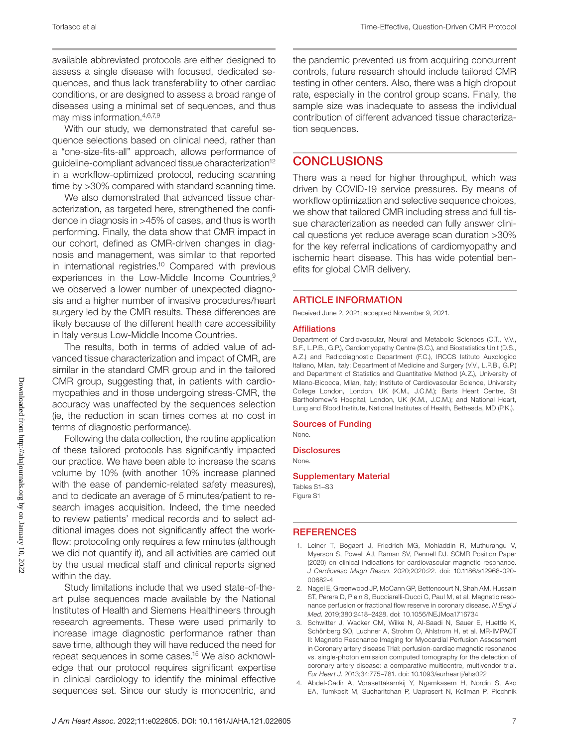available abbreviated protocols are either designed to assess a single disease with focused, dedicated sequences, and thus lack transferability to other cardiac conditions, or are designed to assess a broad range of diseases using a minimal set of sequences, and thus may miss information.[4,6,7,9]

With our study, we demonstrated that careful sequence selections based on clinical need, rather than a "one-size-fits-all" approach, allows performance of guideline-compliant advanced tissue characterization[12] in a workflow-optimized protocol, reducing scanning time by >30% compared with standard scanning time.

We also demonstrated that advanced tissue characterization, as targeted here, strengthened the confidence in diagnosis in >45% of cases, and thus is worth performing. Finally, the data show that CMR impact in our cohort, defined as CMR-driven changes in diagnosis and management, was similar to that reported in international registries.[10] Compared with previous experiences in the Low-Middle Income Countries,[9] we observed a lower number of unexpected diagnosis and a higher number of invasive procedures/heart surgery led by the CMR results. These differences are likely because of the different health care accessibility in Italy versus Low-Middle Income Countries.

The results, both in terms of added value of advanced tissue characterization and impact of CMR, are similar in the standard CMR group and in the tailored CMR group, suggesting that, in patients with cardiomyopathies and in those undergoing stress-CMR, the accuracy was unaffected by the sequences selection (ie, the reduction in scan times comes at no cost in terms of diagnostic performance).

Following the data collection, the routine application of these tailored protocols has significantly impacted our practice. We have been able to increase the scans volume by 10% (with another 10% increase planned with the ease of pandemic-related safety measures), and to dedicate an average of 5 minutes/patient to research images acquisition. Indeed, the time needed to review patients' medical records and to select additional images does not significantly affect the workflow: protocoling only requires a few minutes (although we did not quantify it), and all activities are carried out by the usual medical staff and clinical reports signed within the day.

Study limitations include that we used state-of-the-art pulse sequences made available by the National Institutes of Health and Siemens Healthineers through research agreements. These were used primarily to increase image diagnostic performance rather than save time, although they will have reduced the need for repeat sequences in some cases.[15] We also acknowledge that our protocol requires significant expertise in clinical cardiology to identify the minimal effective sequences set. Since our study is monocentric, and the pandemic prevented us from acquiring concurrent controls, future research should include tailored CMR testing in other centers. Also, there was a high dropout rate, especially in the control group scans. Finally, the sample size was inadequate to assess the individual contribution of different advanced tissue characterization sequences.

## CONCLUSIONS

There was a need for higher throughput, which was driven by COVID-19 service pressures. By means of workflow optimization and selective sequence choices, we show that tailored CMR including stress and full tissue characterization as needed can fully answer clinical questions yet reduce average scan duration >30% for the key referral indications of cardiomyopathy and ischemic heart disease. This has wide potential benefits for global CMR delivery.

## ARTICLE INFORMATION

Received June 2, 2021; accepted November 9, 2021.

### Affiliations

Department of Cardiovascular, Neural and Metabolic Sciences (C.T., V.V., S.F., L.P.B., G.P.), Cardiomyopathy Centre (S.C.), and Biostatistics Unit (D.S., A.Z.) and Radiodiagnostic Department (F.C.), IRCCS Istituto Auxologico Italiano, Milan, Italy; Department of Medicine and Surgery (V.V., L.P.B., G.P.) and Department of Statistics and Quantitative Method (A.Z.), University of Milano-Bicocca, Milan, Italy; Institute of Cardiovascular Science, University College London, London, UK (K.M., J.C.M.); Barts Heart Centre, St Bartholomew's Hospital, London, UK (K.M., J.C.M.); and National Heart, Lung and Blood Institute, National Institutes of Health, Bethesda, MD (P.K.).

### Sources of Funding

None.

### Disclosures

None.

### Supplementary Material

Tables S1–S3
Figure S1

## REFERENCES

1. Leiner T, Bogaert J, Friedrich MG, Mohiaddin R, Muthurangu V, Myerson S, Powell AJ, Raman SV, Pennell DJ. SCMR Position Paper (2020) on clinical indications for cardiovascular magnetic resonance. *J Cardiovasc Magn Reson*. 2020;2020:22. doi: 10.1186/s12968-020-00682-4
2. Nagel E, Greenwood JP, McCann GP, Bettencourt N, Shah AM, Hussain ST, Perera D, Plein S, Bucciarelli-Ducci C, Paul M, et al. Magnetic resonance perfusion or fractional flow reserve in coronary disease. *N Engl J Med*. 2019;380:2418–2428. doi: 10.1056/NEJMoa1716734
3. Schwitter J, Wacker CM, Wilke N, Al-Saadi N, Sauer E, Huettle K, Schönberg SO, Luchner A, Strohm O, Ahlstrom H, et al. MR-IMPACT II: Magnetic Resonance Imaging for Myocardial Perfusion Assessment in Coronary artery disease Trial: perfusion-cardiac magnetic resonance vs. single-photon emission computed tomography for the detection of coronary artery disease: a comparative multicentre, multivendor trial. *Eur Heart J*. 2013;34:775–781. doi: 10.1093/eurheartj/ehs022
4. Abdel-Gadir A, Vorasettakarnkij Y, Ngamkasem H, Nordin S, Ako EA, Tumkosit M, Sucharitchan P, Uaprasert N, Kellman P, Piechnik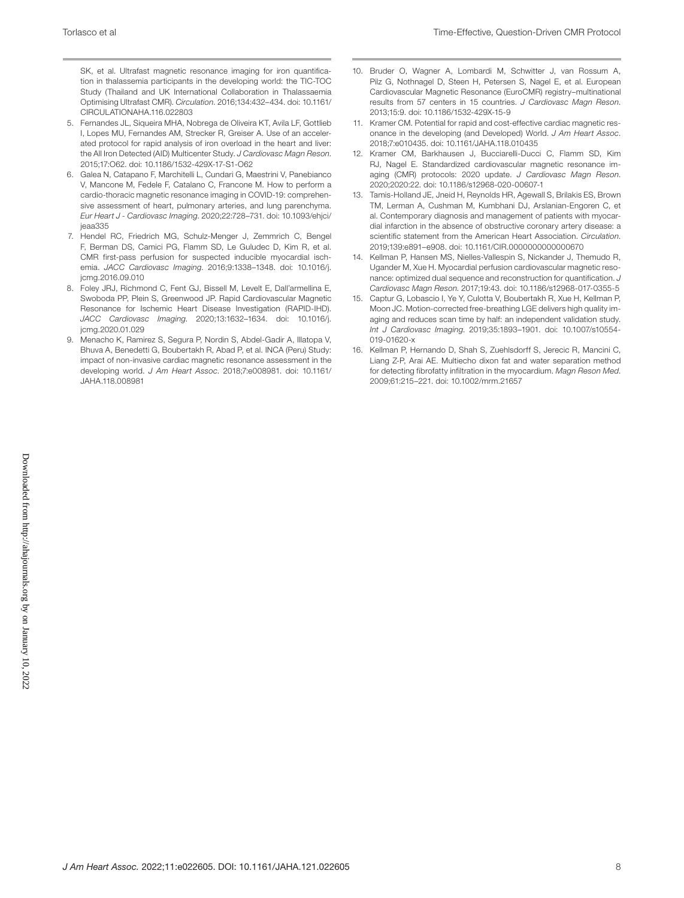SK, et al. Ultrafast magnetic resonance imaging for iron quantification in thalassemia participants in the developing world: the TIC-TOC Study (Thailand and UK International Collaboration in Thalassaemia Optimising Ultrafast CMR). *Circulation*. 2016;134:432–434. doi: 10.1161/CIRCULATIONAHA.116.022803

5. Fernandes JL, Siqueira MHA, Nobrega de Oliveira KT, Avila LF, Gottlieb I, Lopes MU, Fernandes AM, Strecker R, Greiser A. Use of an accelerated protocol for rapid analysis of iron overload in the heart and liver: the All Iron Detected (AID) Multicenter Study. *J Cardiovasc Magn Reson*. 2015;17:O62. doi: 10.1186/1532-429X-17-S1-O62
6. Galea N, Catapano F, Marchitelli L, Cundari G, Maestrini V, Panebianco V, Mancone M, Fedele F, Catalano C, Francone M. How to perform a cardio-thoracic magnetic resonance imaging in COVID-19: comprehensive assessment of heart, pulmonary arteries, and lung parenchyma. *Eur Heart J - Cardiovasc Imaging*. 2020;22:728–731. doi: 10.1093/ehjci/jeaa335
7. Hendel RC, Friedrich MG, Schulz-Menger J, Zemmrich C, Bengel F, Berman DS, Camici PG, Flamm SD, Le Guludec D, Kim R, et al. CMR first-pass perfusion for suspected inducible myocardial ischemia. *JACC Cardiovasc Imaging*. 2016;9:1338–1348. doi: 10.1016/j.jcmg.2016.09.010
8. Foley JRJ, Richmond C, Fent GJ, Bissell M, Levelt E, Dall'armellina E, Swoboda PP, Plein S, Greenwood JP. Rapid Cardiovascular Magnetic Resonance for Ischemic Heart Disease Investigation (RAPID-IHD). *JACC Cardiovasc Imaging*. 2020;13:1632–1634. doi: 10.1016/j.jcmg.2020.01.029
9. Menacho K, Ramirez S, Segura P, Nordin S, Abdel-Gadir A, Illatopa V, Bhuva A, Benedetti G, Boubertakh R, Abad P, et al. INCA (Peru) Study: impact of non-invasive cardiac magnetic resonance assessment in the developing world. *J Am Heart Assoc*. 2018;7:e008981. doi: 10.1161/JAHA.118.008981
10. Bruder O, Wagner A, Lombardi M, Schwitter J, van Rossum A, Pilz G, Nothnagel D, Steen H, Petersen S, Nagel E, et al. European Cardiovascular Magnetic Resonance (EuroCMR) registry–multinational results from 57 centers in 15 countries. *J Cardiovasc Magn Reson*. 2013;15:9. doi: 10.1186/1532-429X-15-9
11. Kramer CM. Potential for rapid and cost-effective cardiac magnetic resonance in the developing (and Developed) World. *J Am Heart Assoc*. 2018;7:e010435. doi: 10.1161/JAHA.118.010435
12. Kramer CM, Barkhausen J, Bucciarelli-Ducci C, Flamm SD, Kim RJ, Nagel E. Standardized cardiovascular magnetic resonance imaging (CMR) protocols: 2020 update. *J Cardiovasc Magn Reson*. 2020;2020:22. doi: 10.1186/s12968-020-00607-1
13. Tamis-Holland JE, Jneid H, Reynolds HR, Agewall S, Brilakis ES, Brown TM, Lerman A, Cushman M, Kumbhani DJ, Arslanian-Engoren C, et al. Contemporary diagnosis and management of patients with myocardial infarction in the absence of obstructive coronary artery disease: a scientific statement from the American Heart Association. *Circulation*. 2019;139:e891–e908. doi: 10.1161/CIR.0000000000000670
14. Kellman P, Hansen MS, Nielles-Vallespin S, Nickander J, Themudo R, Ugander M, Xue H. Myocardial perfusion cardiovascular magnetic resonance: optimized dual sequence and reconstruction for quantification. *J Cardiovasc Magn Reson*. 2017;19:43. doi: 10.1186/s12968-017-0355-5
15. Captur G, Lobascio I, Ye Y, Culotta V, Boubertakh R, Xue H, Kellman P, Moon JC. Motion-corrected free-breathing LGE delivers high quality imaging and reduces scan time by half: an independent validation study. *Int J Cardiovasc Imaging*. 2019;35:1893–1901. doi: 10.1007/s10554-019-01620-x
16. Kellman P, Hernando D, Shah S, Zuehlsdorff S, Jerecic R, Mancini C, Liang Z-P, Arai AE. Multiecho dixon fat and water separation method for detecting fibrofatty infiltration in the myocardium. *Magn Reson Med*. 2009;61:215–221. doi: 10.1002/mrm.21657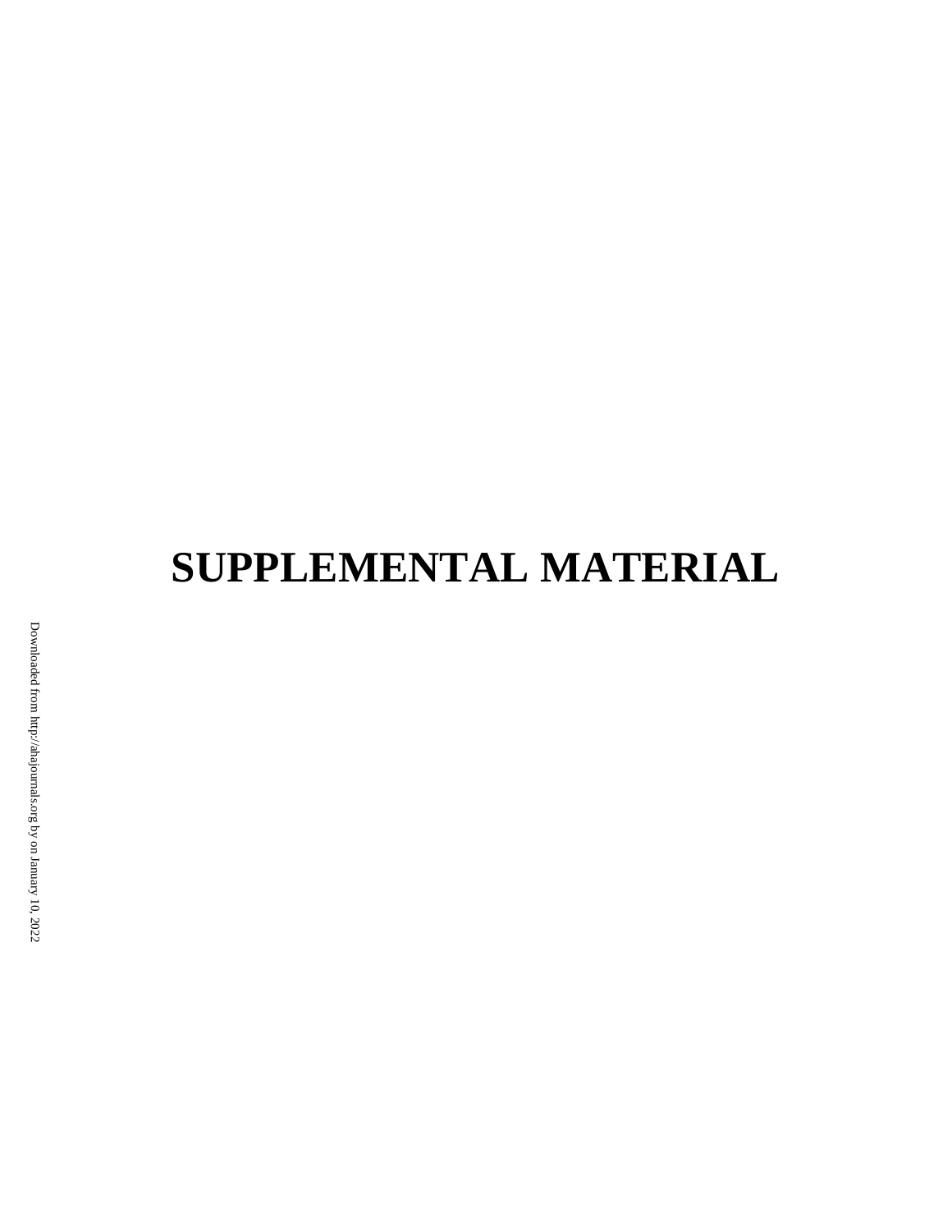# SUPPLEMENTAL MATERIAL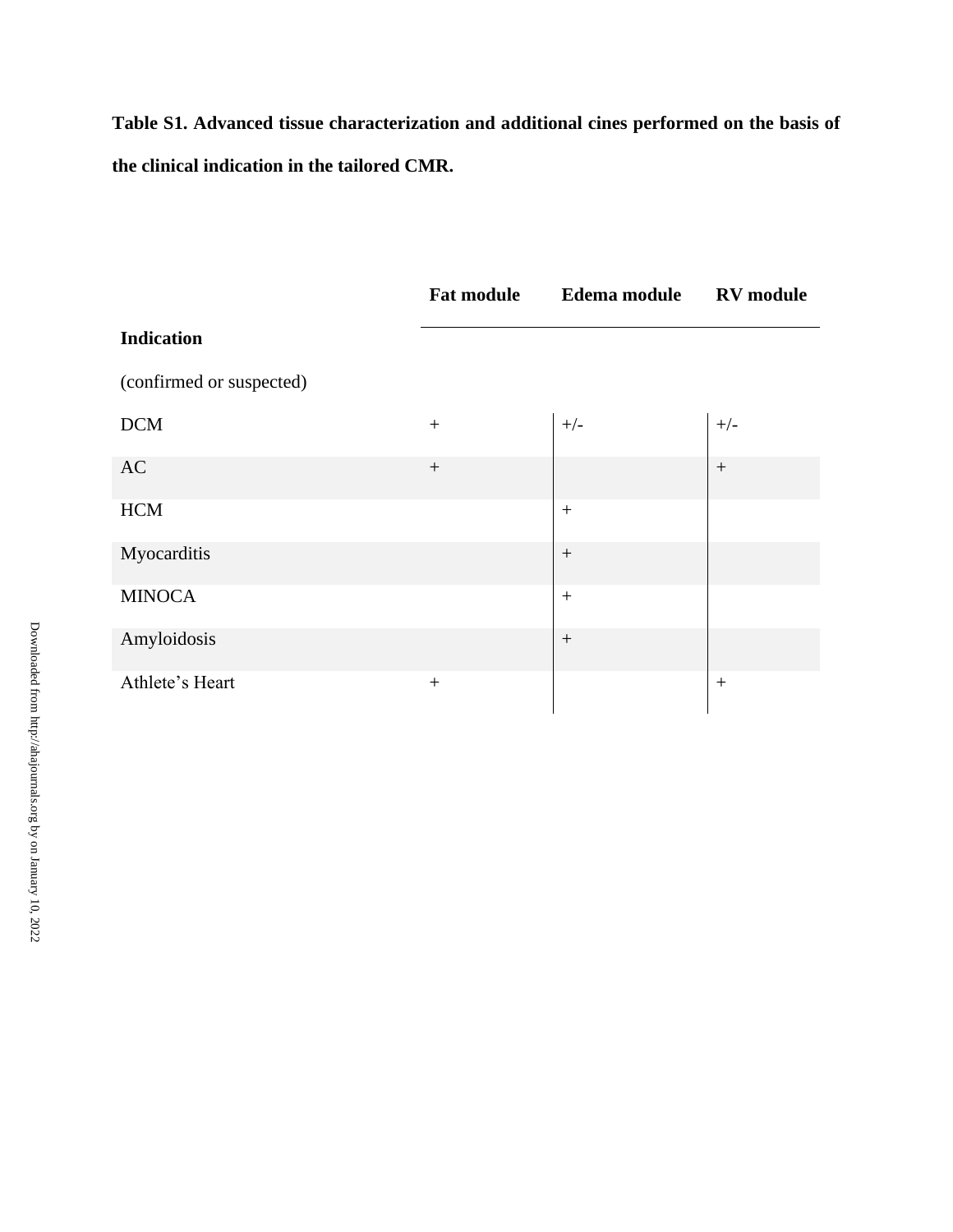**Table S1. Advanced tissue characterization and additional cines performed on the basis of the clinical indication in the tailored CMR.**

| Indication (confirmed or suspected) | Fat module | Edema module | RV module |
|---|---|---|---|
| DCM | + | +/- | +/- |
| AC | + | | + |
| HCM | | + | |
| Myocarditis | | + | |
| MINOCA | | + | |
| Amyloidosis | | + | |
| Athlete's Heart | + | | + |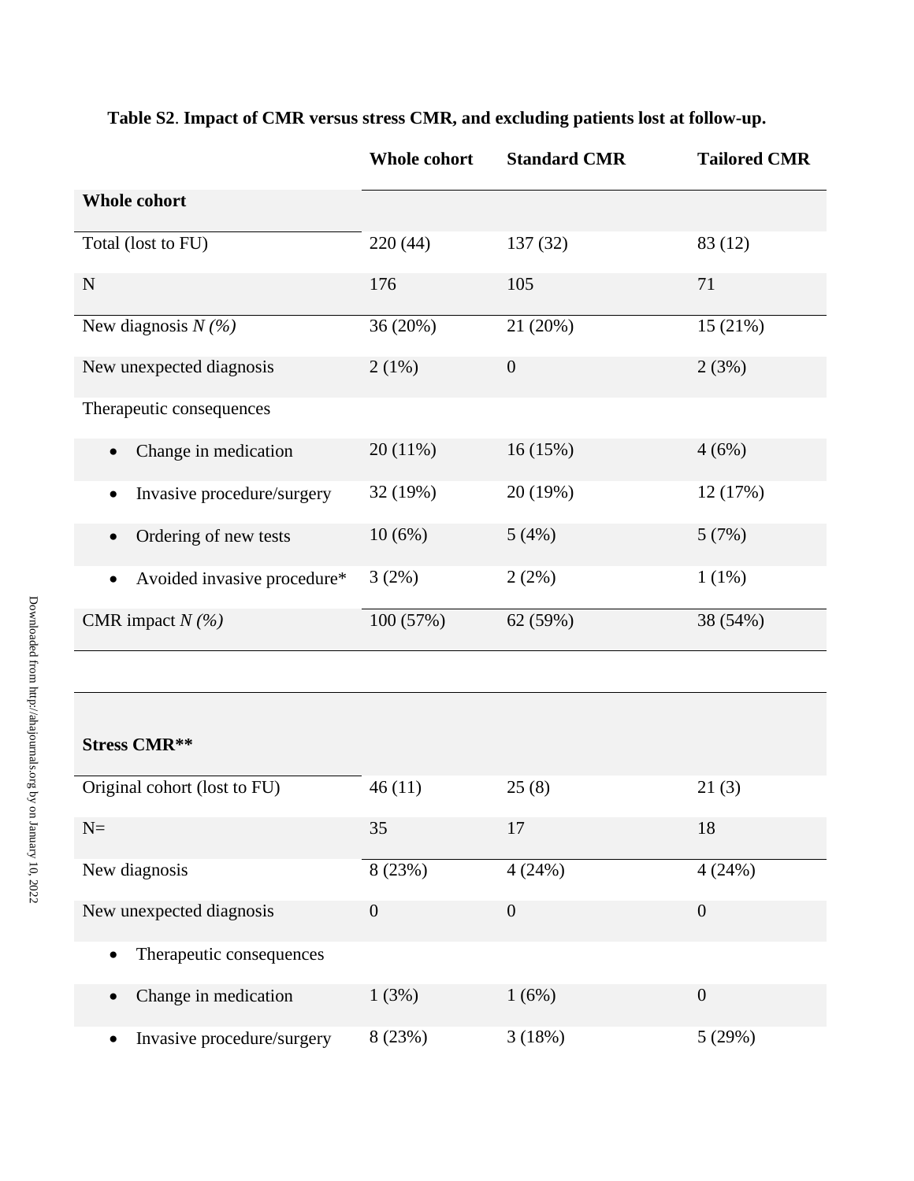**Table S2**. **Impact of CMR versus stress CMR, and excluding patients lost at follow-up.**

| | Whole cohort | Standard CMR | Tailored CMR |
|---|---|---|---|
| **Whole cohort** | | | |
| Total (lost to FU) | 220 (44) | 137 (32) | 83 (12) |
| N | 176 | 105 | 71 |
| New diagnosis *N (%)* | 36 (20%) | 21 (20%) | 15 (21%) |
| New unexpected diagnosis | 2 (1%) | 0 | 2 (3%) |
| Therapeutic consequences | | | |
| • Change in medication | 20 (11%) | 16 (15%) | 4 (6%) |
| • Invasive procedure/surgery | 32 (19%) | 20 (19%) | 12 (17%) |
| • Ordering of new tests | 10 (6%) | 5 (4%) | 5 (7%) |
| • Avoided invasive procedure* | 3 (2%) | 2 (2%) | 1 (1%) |
| CMR impact *N (%)* | 100 (57%) | 62 (59%) | 38 (54%) |
| | | | |
| **Stress CMR**** | | | |
| Original cohort (lost to FU) | 46 (11) | 25 (8) | 21 (3) |
| N= | 35 | 17 | 18 |
| New diagnosis | 8 (23%) | 4 (24%) | 4 (24%) |
| New unexpected diagnosis | 0 | 0 | 0 |
| • Therapeutic consequences | | | |
| • Change in medication | 1 (3%) | 1 (6%) | 0 |
| • Invasive procedure/surgery | 8 (23%) | 3 (18%) | 5 (29%) |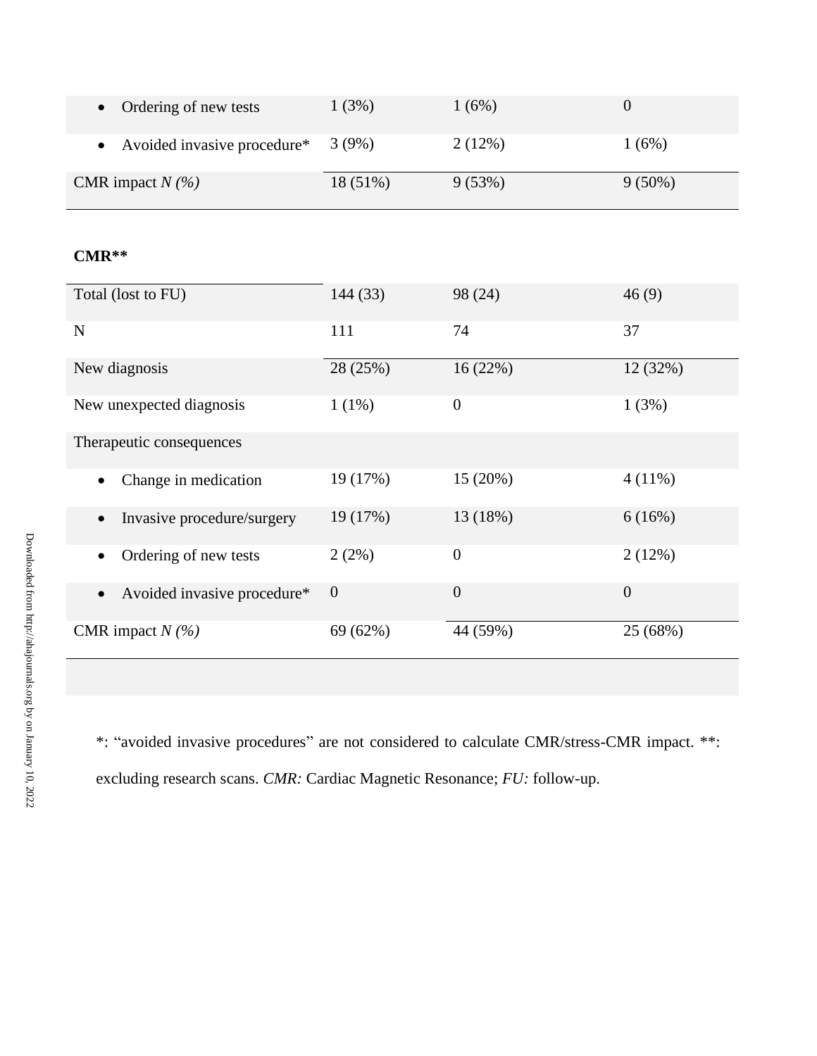| | | | |
|---|---|---|---|
| • Ordering of new tests | 1 (3%) | 1 (6%) | 0 |
| • Avoided invasive procedure* | 3 (9%) | 2 (12%) | 1 (6%) |
| CMR impact *N (%)* | 18 (51%) | 9 (53%) | 9 (50%) |

**CMR****

| | | | |
|---|---|---|---|
| Total (lost to FU) | 144 (33) | 98 (24) | 46 (9) |
| N | 111 | 74 | 37 |
| New diagnosis | 28 (25%) | 16 (22%) | 12 (32%) |
| New unexpected diagnosis | 1 (1%) | 0 | 1 (3%) |
| Therapeutic consequences | | | |
| • Change in medication | 19 (17%) | 15 (20%) | 4 (11%) |
| • Invasive procedure/surgery | 19 (17%) | 13 (18%) | 6 (16%) |
| • Ordering of new tests | 2 (2%) | 0 | 2 (12%) |
| • Avoided invasive procedure* | 0 | 0 | 0 |
| CMR impact *N (%)* | 69 (62%) | 44 (59%) | 25 (68%) |

*: "avoided invasive procedures" are not considered to calculate CMR/stress-CMR impact. **: excluding research scans. *CMR:* Cardiac Magnetic Resonance; *FU:* follow-up.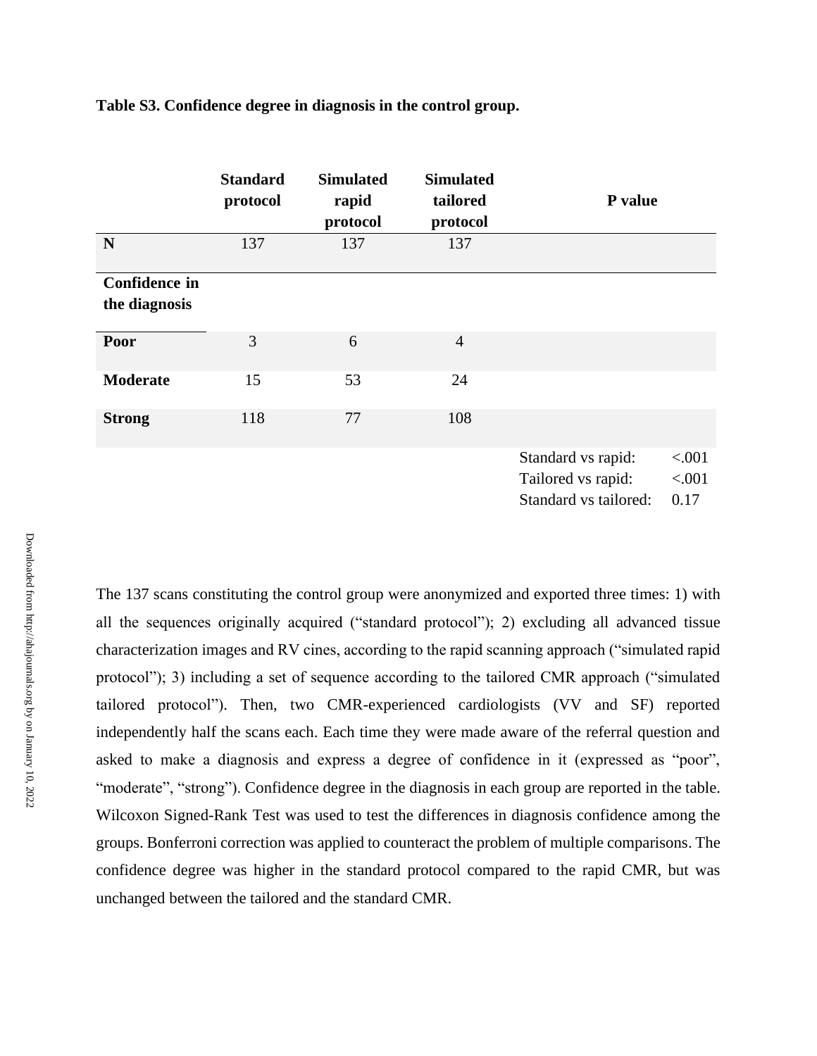**Table S3. Confidence degree in diagnosis in the control group.**

| | Standard protocol | Simulated rapid protocol | Simulated tailored protocol | P value | |
|---|---|---|---|---|---|
| **N** | 137 | 137 | 137 | | |
| **Confidence in the diagnosis** | | | | | |
| **Poor** | 3 | 6 | 4 | | |
| **Moderate** | 15 | 53 | 24 | | |
| **Strong** | 118 | 77 | 108 | | |
| | | | | Standard vs rapid: | <.001 |
| | | | | Tailored vs rapid: | <.001 |
| | | | | Standard vs tailored: | 0.17 |

The 137 scans constituting the control group were anonymized and exported three times: 1) with all the sequences originally acquired ("standard protocol"); 2) excluding all advanced tissue characterization images and RV cines, according to the rapid scanning approach ("simulated rapid protocol"); 3) including a set of sequence according to the tailored CMR approach ("simulated tailored protocol"). Then, two CMR-experienced cardiologists (VV and SF) reported independently half the scans each. Each time they were made aware of the referral question and asked to make a diagnosis and express a degree of confidence in it (expressed as "poor", "moderate", "strong"). Confidence degree in the diagnosis in each group are reported in the table. Wilcoxon Signed-Rank Test was used to test the differences in diagnosis confidence among the groups. Bonferroni correction was applied to counteract the problem of multiple comparisons. The confidence degree was higher in the standard protocol compared to the rapid CMR, but was unchanged between the tailored and the standard CMR.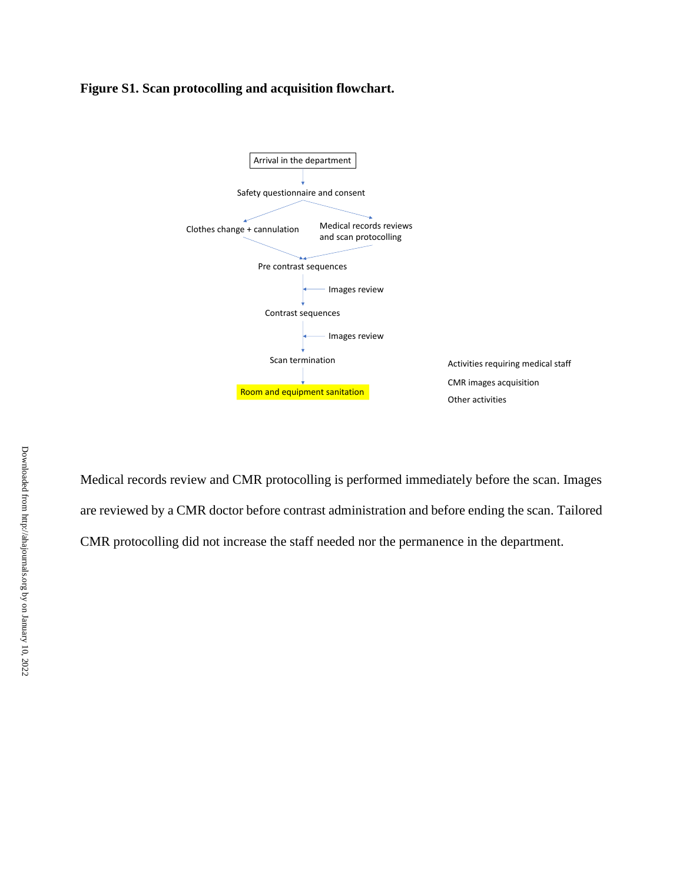**Figure S1. Scan protocolling and acquisition flowchart.**

Arrival in the department

Safety questionnaire and consent

Clothes change + cannulation

Medical records reviews and scan protocolling

Pre contrast sequences

Images review

Contrast sequences

Images review

Scan termination

Room and equipment sanitation

Activities requiring medical staff

CMR images acquisition

Other activities

Medical records review and CMR protocolling is performed immediately before the scan. Images are reviewed by a CMR doctor before contrast administration and before ending the scan. Tailored CMR protocolling did not increase the staff needed nor the permanence in the department.